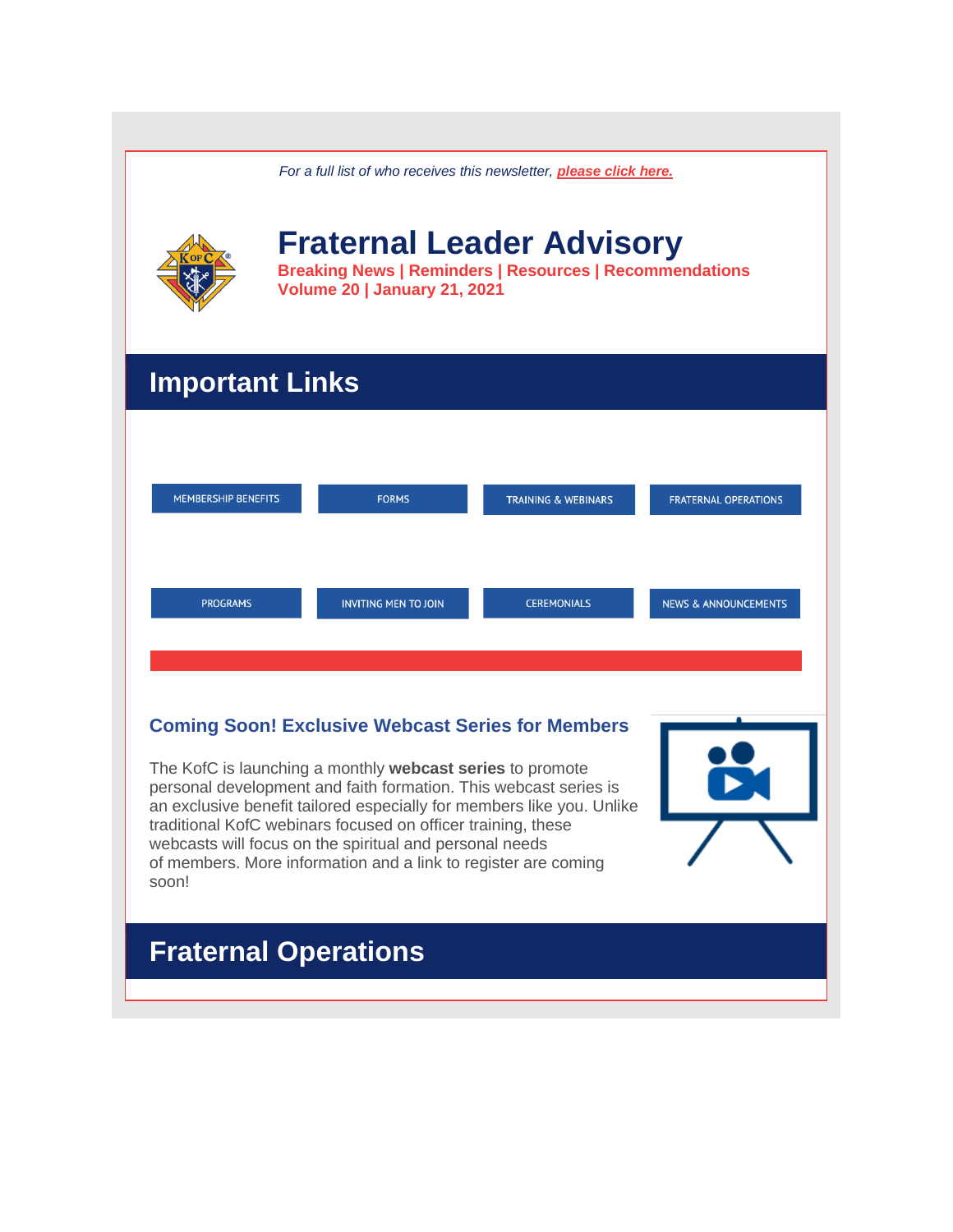*For a full list of who receives this newsletter, **please click here.***

# Fraternal Leader Advisory

**Breaking News | Reminders | Resources | Recommendations**
**Volume 20 | January 21, 2021**

## Important Links

MEMBERSHIP BENEFITS | FORMS | TRAINING & WEBINARS | FRATERNAL OPERATIONS

PROGRAMS | INVITING MEN TO JOIN | CEREMONIALS | NEWS & ANNOUNCEMENTS

### Coming Soon! Exclusive Webcast Series for Members

The KofC is launching a monthly **webcast series** to promote personal development and faith formation. This webcast series is an exclusive benefit tailored especially for members like you. Unlike traditional KofC webinars focused on officer training, these webcasts will focus on the spiritual and personal needs of members. More information and a link to register are coming soon!

## Fraternal Operations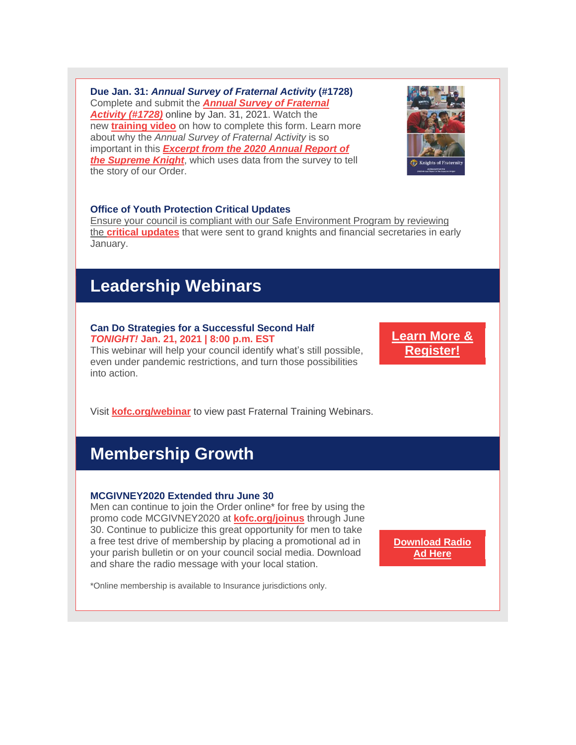**Due Jan. 31: *Annual Survey of Fraternal Activity* (#1728)**
Complete and submit the ***Annual Survey of Fraternal Activity (#1728)*** online by Jan. 31, 2021. Watch the new **training video** on how to complete this form. Learn more about why the *Annual Survey of Fraternal Activity* is so important in this ***Excerpt from the 2020 Annual Report of the Supreme Knight***, which uses data from the survey to tell the story of our Order.

**Office of Youth Protection Critical Updates**
Ensure your council is compliant with our Safe Environment Program by reviewing the **critical updates** that were sent to grand knights and financial secretaries in early January.

## Leadership Webinars

**Can Do Strategies for a Successful Second Half**
***TONIGHT!* Jan. 21, 2021 | 8:00 p.m. EST**
This webinar will help your council identify what's still possible, even under pandemic restrictions, and turn those possibilities into action.

**Learn More & Register!**

Visit **kofc.org/webinar** to view past Fraternal Training Webinars.

## Membership Growth

**MCGIVNEY2020 Extended thru June 30**
Men can continue to join the Order online* for free by using the promo code MCGIVNEY2020 at **kofc.org/joinus** through June 30. Continue to publicize this great opportunity for men to take a free test drive of membership by placing a promotional ad in your parish bulletin or on your council social media. Download and share the radio message with your local station.

**Download Radio Ad Here**

*Online membership is available to Insurance jurisdictions only.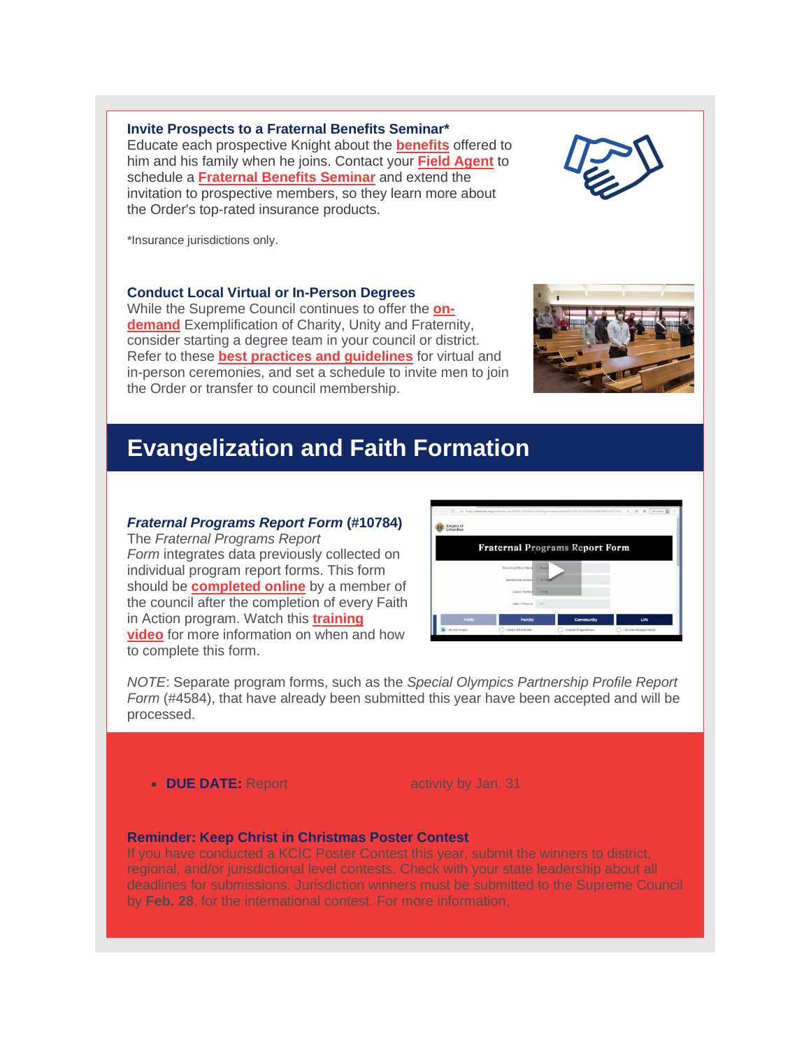**Invite Prospects to a Fraternal Benefits Seminar***

Educate each prospective Knight about the **benefits** offered to him and his family when he joins. Contact your **Field Agent** to schedule a **Fraternal Benefits Seminar** and extend the invitation to prospective members, so they learn more about the Order's top-rated insurance products.

*Insurance jurisdictions only.

**Conduct Local Virtual or In-Person Degrees**

While the Supreme Council continues to offer the **on-demand** Exemplification of Charity, Unity and Fraternity, consider starting a degree team in your council or district. Refer to these **best practices and guidelines** for virtual and in-person ceremonies, and set a schedule to invite men to join the Order or transfer to council membership.

## Evangelization and Faith Formation

***Fraternal Programs Report Form* (#10784)**

The *Fraternal Programs Report Form* integrates data previously collected on individual program report forms. This form should be **completed online** by a member of the council after the completion of every Faith in Action program. Watch this **training video** for more information on when and how to complete this form.

*NOTE*: Separate program forms, such as the *Special Olympics Partnership Profile Report Form* (#4584), that have already been submitted this year have been accepted and will be processed.

- **DUE DATE:** Report activity by Jan. 31

**Reminder: Keep Christ in Christmas Poster Contest**

If you have conducted a KCIC Poster Contest this year, submit the winners to district, regional, and/or jurisdictional level contests. Check with your state leadership about all deadlines for submissions. Jurisdiction winners must be submitted to the Supreme Council by **Feb. 28**, for the international contest. For more information,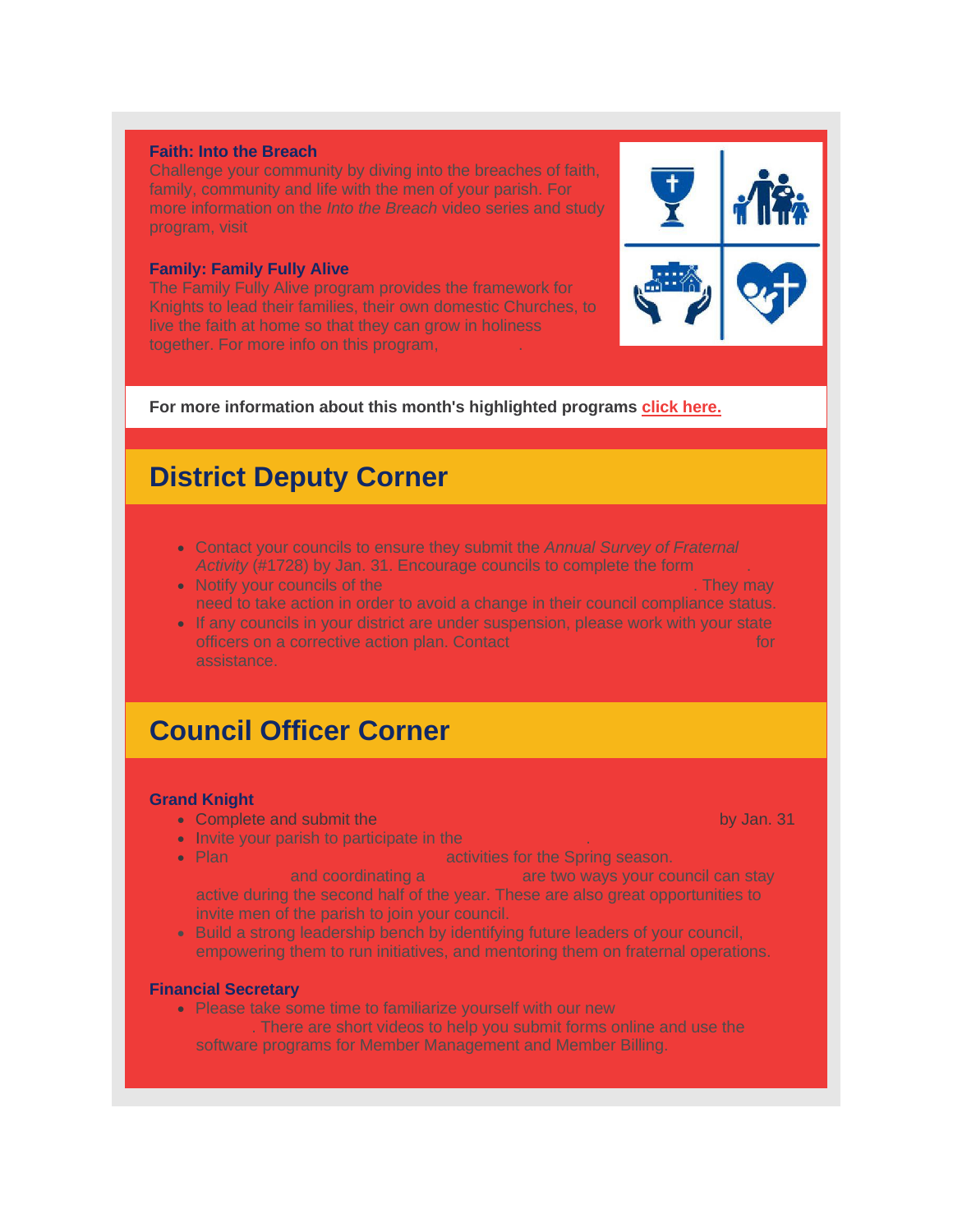**Faith: Into the Breach**

Challenge your community by diving into the breaches of faith, family, community and life with the men of your parish. For more information on the *Into the Breach* video series and study program, visit

**Family: Family Fully Alive**

The Family Fully Alive program provides the framework for Knights to lead their families, their own domestic Churches, to live the faith at home so that they can grow in holiness together. For more info on this program, .

**For more information about this month's highlighted programs click here.**

## District Deputy Corner

- Contact your councils to ensure they submit the *Annual Survey of Fraternal Activity* (#1728) by Jan. 31. Encourage councils to complete the form .
- Notify your councils of the . They may need to take action in order to avoid a change in their council compliance status.
- If any councils in your district are under suspension, please work with your state officers on a corrective action plan. Contact for assistance.

## Council Officer Corner

**Grand Knight**

- Complete and submit the by Jan. 31
- Invite your parish to participate in the .
- Plan activities for the Spring season. and coordinating a are two ways your council can stay active during the second half of the year. These are also great opportunities to invite men of the parish to join your council.
- Build a strong leadership bench by identifying future leaders of your council, empowering them to run initiatives, and mentoring them on fraternal operations.

**Financial Secretary**

- Please take some time to familiarize yourself with our new . There are short videos to help you submit forms online and use the software programs for Member Management and Member Billing.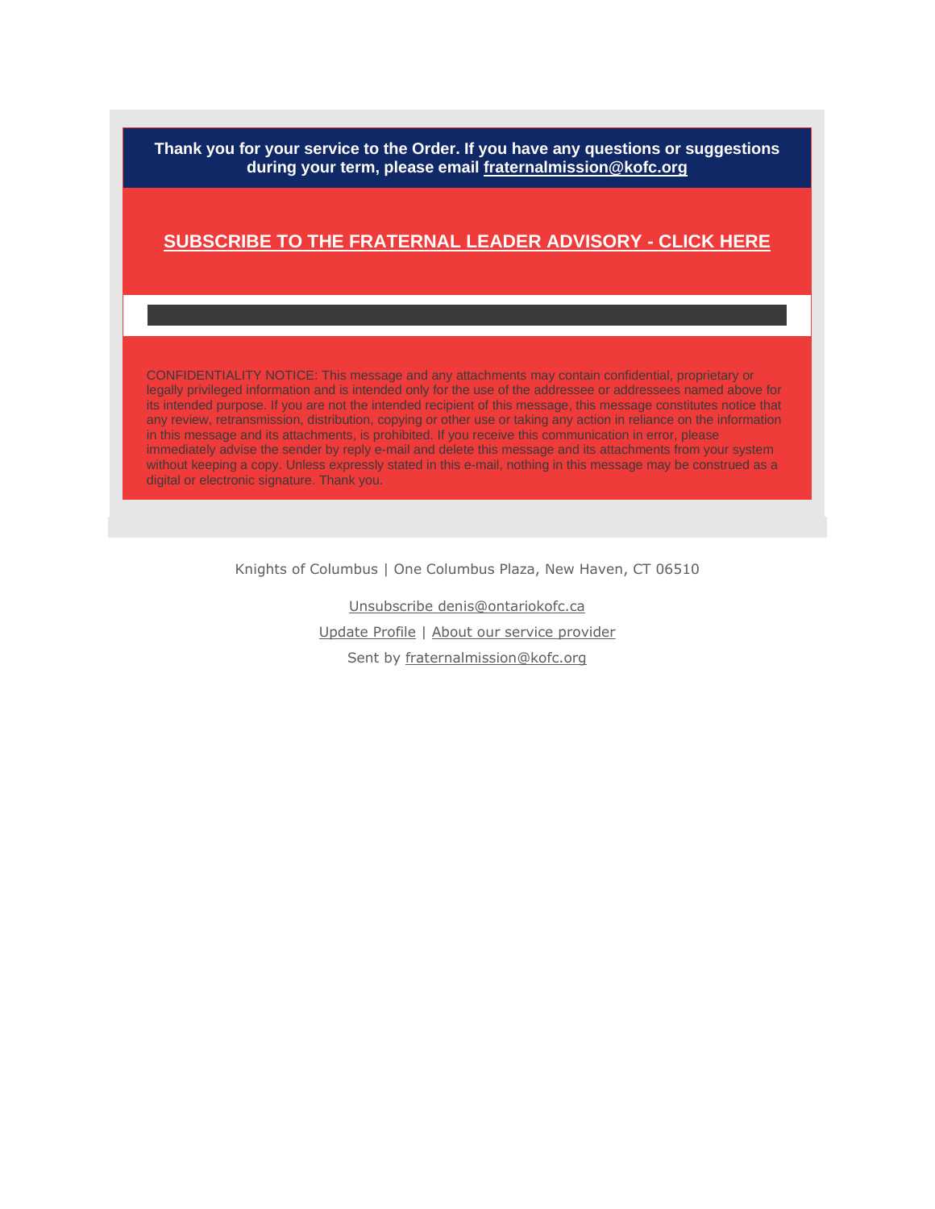**Thank you for your service to the Order. If you have any questions or suggestions during your term, please email fraternalmission@kofc.org**

**SUBSCRIBE TO THE FRATERNAL LEADER ADVISORY - CLICK HERE**

CONFIDENTIALITY NOTICE: This message and any attachments may contain confidential, proprietary or legally privileged information and is intended only for the use of the addressee or addressees named above for its intended purpose. If you are not the intended recipient of this message, this message constitutes notice that any review, retransmission, distribution, copying or other use or taking any action in reliance on the information in this message and its attachments, is prohibited. If you receive this communication in error, please immediately advise the sender by reply e-mail and delete this message and its attachments from your system without keeping a copy. Unless expressly stated in this e-mail, nothing in this message may be construed as a digital or electronic signature. Thank you.

Knights of Columbus | One Columbus Plaza, New Haven, CT 06510

Unsubscribe denis@ontariokofc.ca

Update Profile | About our service provider

Sent by fraternalmission@kofc.org